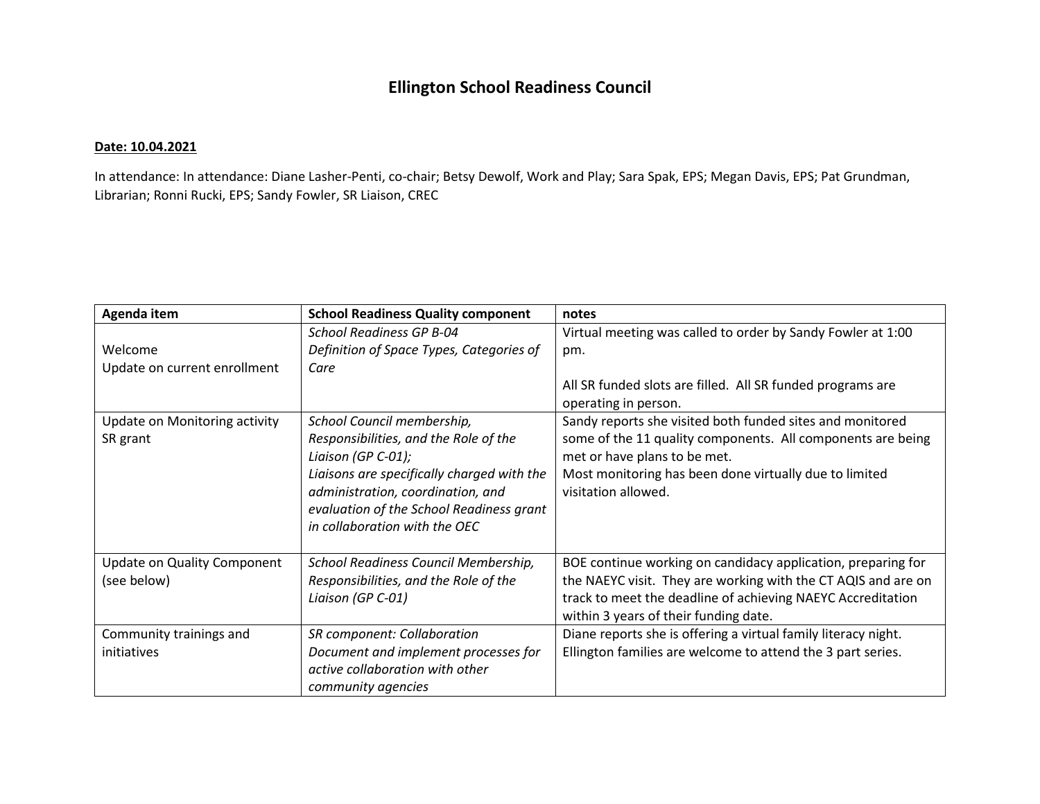# Ellington School Readiness Council

**Date: 10.04.2021**

In attendance: In attendance: Diane Lasher-Penti, co-chair; Betsy Dewolf, Work and Play; Sara Spak, EPS; Megan Davis, EPS; Pat Grundman, Librarian; Ronni Rucki, EPS; Sandy Fowler, SR Liaison, CREC

| Agenda item | School Readiness Quality component | notes |
|---|---|---|
| Welcome<br>Update on current enrollment | *School Readiness GP B-04*<br>*Definition of Space Types, Categories of Care* | Virtual meeting was called to order by Sandy Fowler at 1:00 pm.<br><br>All SR funded slots are filled. All SR funded programs are operating in person. |
| Update on Monitoring activity SR grant | *School Council membership, Responsibilities, and the Role of the Liaison (GP C-01);*<br>*Liaisons are specifically charged with the administration, coordination, and evaluation of the School Readiness grant in collaboration with the OEC* | Sandy reports she visited both funded sites and monitored some of the 11 quality components. All components are being met or have plans to be met.<br>Most monitoring has been done virtually due to limited visitation allowed. |
| Update on Quality Component (see below) | *School Readiness Council Membership, Responsibilities, and the Role of the Liaison (GP C-01)* | BOE continue working on candidacy application, preparing for the NAEYC visit. They are working with the CT AQIS and are on track to meet the deadline of achieving NAEYC Accreditation within 3 years of their funding date. |
| Community trainings and initiatives | *SR component: Collaboration*<br>*Document and implement processes for active collaboration with other community agencies* | Diane reports she is offering a virtual family literacy night. Ellington families are welcome to attend the 3 part series. |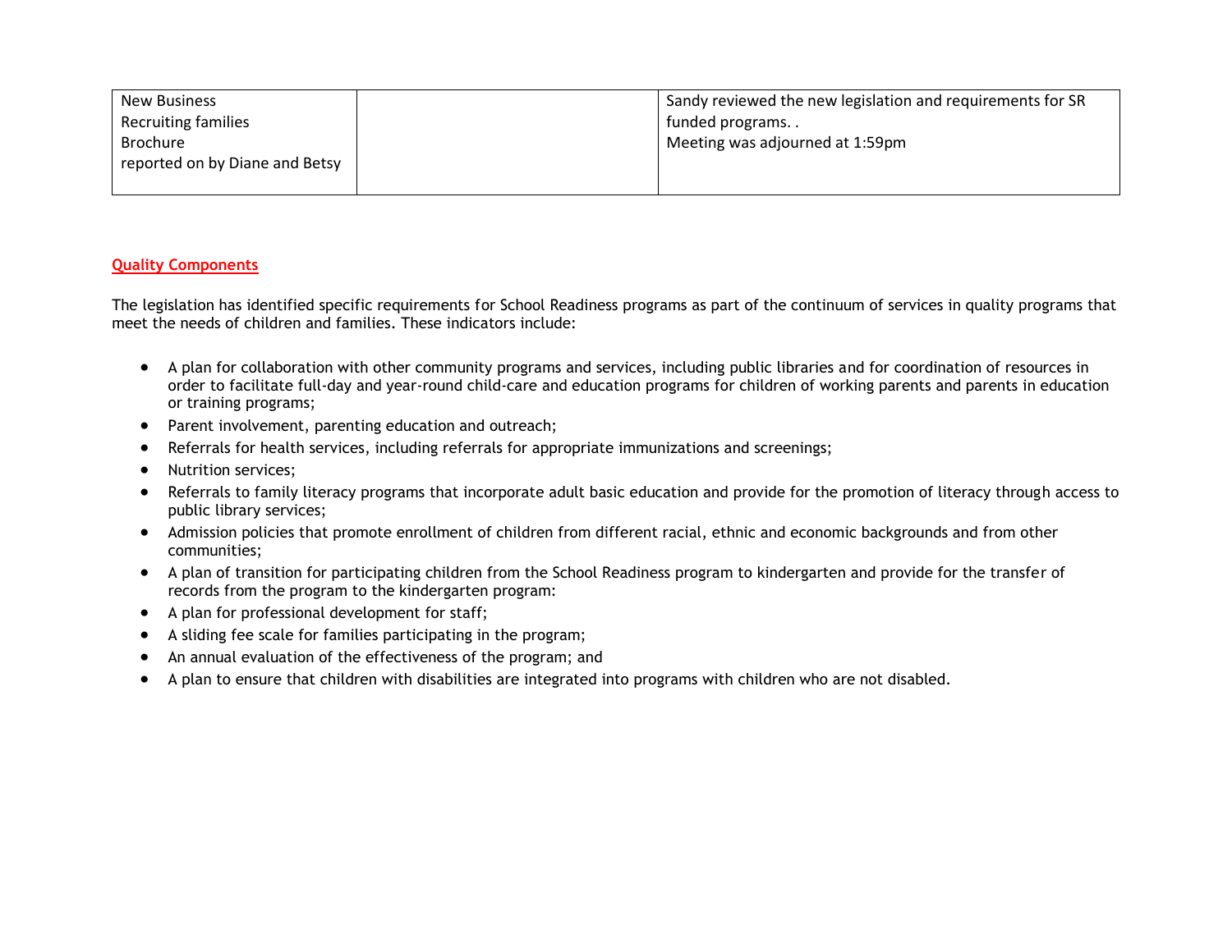| | | |
|---|---|---|
| New Business<br>Recruiting families<br>Brochure<br>reported on by Diane and Betsy | | Sandy reviewed the new legislation and requirements for SR funded programs. .<br>Meeting was adjourned at 1:59pm |

**Quality Components**

The legislation has identified specific requirements for School Readiness programs as part of the continuum of services in quality programs that meet the needs of children and families. These indicators include:

- A plan for collaboration with other community programs and services, including public libraries and for coordination of resources in order to facilitate full-day and year-round child-care and education programs for children of working parents and parents in education or training programs;
- Parent involvement, parenting education and outreach;
- Referrals for health services, including referrals for appropriate immunizations and screenings;
- Nutrition services;
- Referrals to family literacy programs that incorporate adult basic education and provide for the promotion of literacy through access to public library services;
- Admission policies that promote enrollment of children from different racial, ethnic and economic backgrounds and from other communities;
- A plan of transition for participating children from the School Readiness program to kindergarten and provide for the transfer of records from the program to the kindergarten program:
- A plan for professional development for staff;
- A sliding fee scale for families participating in the program;
- An annual evaluation of the effectiveness of the program; and
- A plan to ensure that children with disabilities are integrated into programs with children who are not disabled.